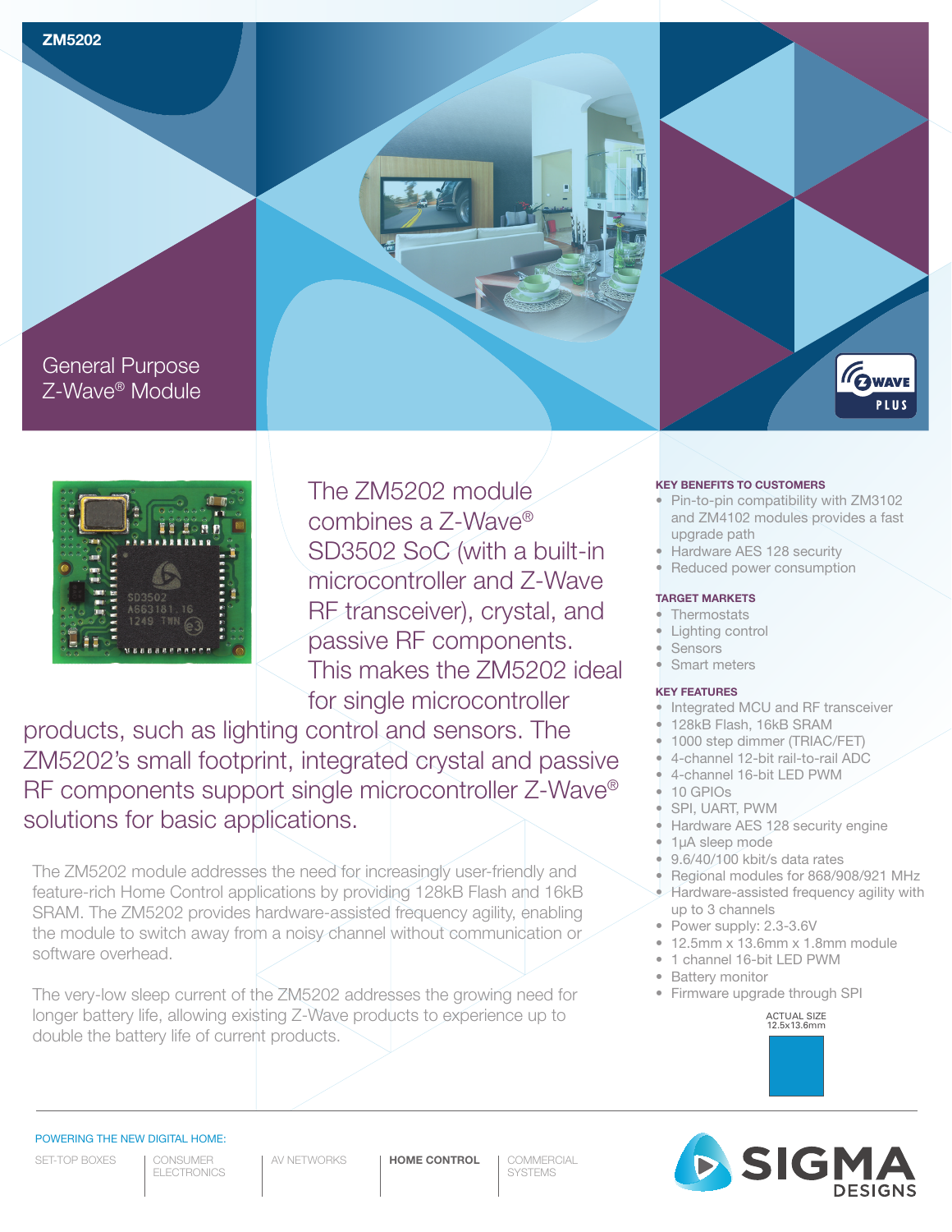ZM5202

# General Purpose Z-Wave® Module

The ZM5202 module combines a Z-Wave® SD3502 SoC (with a built-in microcontroller and Z-Wave RF transceiver), crystal, and passive RF components. This makes the ZM5202 ideal for single microcontroller products, such as lighting control and sensors. The ZM5202's small footprint, integrated crystal and passive RF components support single microcontroller Z-Wave® solutions for basic applications.

The ZM5202 module addresses the need for increasingly user-friendly and feature-rich Home Control applications by providing 128kB Flash and 16kB SRAM. The ZM5202 provides hardware-assisted frequency agility, enabling the module to switch away from a noisy channel without communication or software overhead.

The very-low sleep current of the ZM5202 addresses the growing need for longer battery life, allowing existing Z-Wave products to experience up to double the battery life of current products.

### KEY BENEFITS TO CUSTOMERS

- Pin-to-pin compatibility with ZM3102 and ZM4102 modules provides a fast upgrade path
- Hardware AES 128 security
- Reduced power consumption

### TARGET MARKETS

- Thermostats
- Lighting control
- Sensors
- Smart meters

### KEY FEATURES

- Integrated MCU and RF transceiver
- 128kB Flash, 16kB SRAM
- 1000 step dimmer (TRIAC/FET)
- 4-channel 12-bit rail-to-rail ADC
- 4-channel 16-bit LED PWM
- 10 GPIOs
- SPI, UART, PWM
- Hardware AES 128 security engine
- 1µA sleep mode
- 9.6/40/100 kbit/s data rates
- Regional modules for 868/908/921 MHz
- Hardware-assisted frequency agility with up to 3 channels
- Power supply: 2.3-3.6V
- 12.5mm x 13.6mm x 1.8mm module
- 1 channel 16-bit LED PWM
- Battery monitor
- Firmware upgrade through SPI

ACTUAL SIZE 12.5x13.6mm

POWERING THE NEW DIGITAL HOME:

SET-TOP BOXES | CONSUMER ELECTRONICS | AV NETWORKS | **HOME CONTROL** | COMMERCIAL SYSTEMS

SIGMA DESIGNS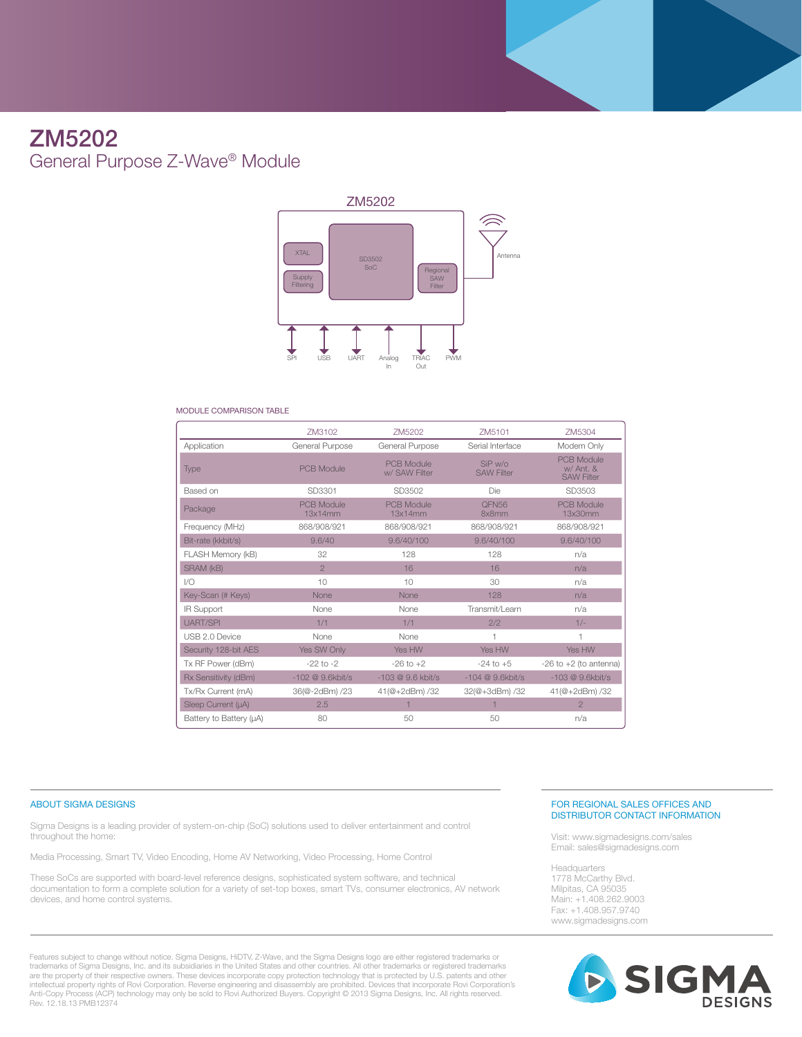# ZM5202

## General Purpose Z-Wave® Module

ZM5202

XTAL

Supply Filtering

SD3502 SoC

Regional SAW Filter

Antenna

SPI

USB

UART

Analog In

TRIAC Out

PWM

MODULE COMPARISON TABLE

| | ZM3102 | ZM5202 | ZM5101 | ZM5304 |
|---|---|---|---|---|
| Application | General Purpose | General Purpose | Serial Interface | Modem Only |
| Type | PCB Module | PCB Module w/ SAW Filter | SiP w/o SAW Filter | PCB Module w/ Ant. & SAW Filter |
| Based on | SD3301 | SD3502 | Die | SD3503 |
| Package | PCB Module 13x14mm | PCB Module 13x14mm | QFN56 8x8mm | PCB Module 13x30mm |
| Frequency (MHz) | 868/908/921 | 868/908/921 | 868/908/921 | 868/908/921 |
| Bit-rate (kkbit/s) | 9.6/40 | 9.6/40/100 | 9.6/40/100 | 9.6/40/100 |
| FLASH Memory (kB) | 32 | 128 | 128 | n/a |
| SRAM (kB) | 2 | 16 | 16 | n/a |
| I/O | 10 | 10 | 30 | n/a |
| Key-Scan (# Keys) | None | None | 128 | n/a |
| IR Support | None | None | Transmit/Learn | n/a |
| UART/SPI | 1/1 | 1/1 | 2/2 | 1/- |
| USB 2.0 Device | None | None | 1 | 1 |
| Security 128-bit AES | Yes SW Only | Yes HW | Yes HW | Yes HW |
| Tx RF Power (dBm) | -22 to -2 | -26 to +2 | -24 to +5 | -26 to +2 (to antenna) |
| Rx Sensitivity (dBm) | -102 @ 9.6kbit/s | -103 @ 9.6 kbit/s | -104 @ 9.6kbit/s | -103 @ 9.6kbit/s |
| Tx/Rx Current (mA) | 36(@-2dBm) /23 | 41(@+2dBm) /32 | 32(@+3dBm) /32 | 41(@+2dBm) /32 |
| Sleep Current (µA) | 2.5 | 1 | 1 | 2 |
| Battery to Battery (µA) | 80 | 50 | 50 | n/a |

### ABOUT SIGMA DESIGNS

Sigma Designs is a leading provider of system-on-chip (SoC) solutions used to deliver entertainment and control throughout the home:

Media Processing, Smart TV, Video Encoding, Home AV Networking, Video Processing, Home Control

These SoCs are supported with board-level reference designs, sophisticated system software, and technical documentation to form a complete solution for a variety of set-top boxes, smart TVs, consumer electronics, AV network devices, and home control systems.

### FOR REGIONAL SALES OFFICES AND DISTRIBUTOR CONTACT INFORMATION

Visit: www.sigmadesigns.com/sales
Email: sales@sigmadesigns.com

Headquarters
1778 McCarthy Blvd.
Milpitas, CA 95035
Main: +1.408.262.9003
Fax: +1.408.957.9740
www.sigmadesigns.com

Features subject to change without notice. Sigma Designs, HiDTV, Z-Wave, and the Sigma Designs logo are either registered trademarks or trademarks of Sigma Designs, Inc. and its subsidiaries in the United States and other countries. All other trademarks or registered trademarks are the property of their respective owners. These devices incorporate copy protection technology that is protected by U.S. patents and other intellectual property rights of Rovi Corporation. Reverse engineering and disassembly are prohibited. Devices that incorporate Rovi Corporation's Anti-Copy Process (ACP) technology may only be sold to Rovi Authorized Buyers. Copyright © 2013 Sigma Designs, Inc. All rights reserved. Rev. 12.18.13 PMB12374

SIGMA DESIGNS